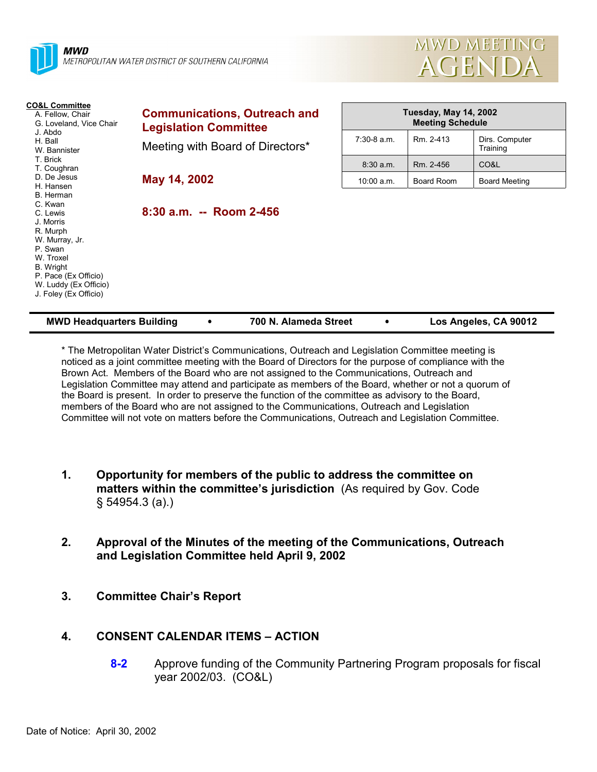**MWD**
*METROPOLITAN WATER DISTRICT OF SOUTHERN CALIFORNIA*

# MWD MEETING AGENDA

**CO&L Committee**
- A. Fellow, Chair
- G. Loveland, Vice Chair
- J. Abdo
- H. Ball
- W. Bannister
- T. Brick
- T. Coughran
- D. De Jesus
- H. Hansen
- B. Herman
- C. Kwan
- C. Lewis
- J. Morris
- R. Murph
- W. Murray, Jr.
- P. Swan
- W. Troxel
- B. Wright
- P. Pace (Ex Officio)
- W. Luddy (Ex Officio)
- J. Foley (Ex Officio)

## Communications, Outreach and Legislation Committee

Meeting with Board of Directors*

**May 14, 2002**

**8:30 a.m. -- Room 2-456**

| Tuesday, May 14, 2002 Meeting Schedule | | |
|---|---|---|
| 7:30-8 a.m. | Rm. 2-413 | Dirs. Computer Training |
| 8:30 a.m. | Rm. 2-456 | CO&L |
| 10:00 a.m. | Board Room | Board Meeting |

**MWD Headquarters Building • 700 N. Alameda Street • Los Angeles, CA 90012**

* The Metropolitan Water District's Communications, Outreach and Legislation Committee meeting is noticed as a joint committee meeting with the Board of Directors for the purpose of compliance with the Brown Act. Members of the Board who are not assigned to the Communications, Outreach and Legislation Committee may attend and participate as members of the Board, whether or not a quorum of the Board is present. In order to preserve the function of the committee as advisory to the Board, members of the Board who are not assigned to the Communications, Outreach and Legislation Committee will not vote on matters before the Communications, Outreach and Legislation Committee.

1. **Opportunity for members of the public to address the committee on matters within the committee's jurisdiction** (As required by Gov. Code § 54954.3 (a).)

2. **Approval of the Minutes of the meeting of the Communications, Outreach and Legislation Committee held April 9, 2002**

3. **Committee Chair's Report**

4. **CONSENT CALENDAR ITEMS – ACTION**

   **8-2** Approve funding of the Community Partnering Program proposals for fiscal year 2002/03. (CO&L)

Date of Notice: April 30, 2002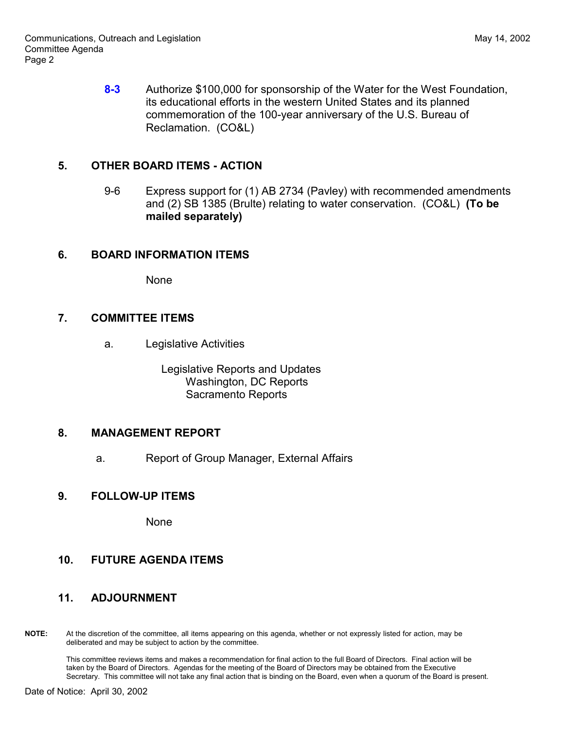**8-3** Authorize $100,000 for sponsorship of the Water for the West Foundation, its educational efforts in the western United States and its planned commemoration of the 100-year anniversary of the U.S. Bureau of Reclamation. (CO&L)

## 5. OTHER BOARD ITEMS - ACTION

9-6 Express support for (1) AB 2734 (Pavley) with recommended amendments and (2) SB 1385 (Brulte) relating to water conservation. (CO&L) **(To be mailed separately)**

## 6. BOARD INFORMATION ITEMS

None

## 7. COMMITTEE ITEMS

a. Legislative Activities

Legislative Reports and Updates
- Washington, DC Reports
- Sacramento Reports

## 8. MANAGEMENT REPORT

a. Report of Group Manager, External Affairs

## 9. FOLLOW-UP ITEMS

None

## 10. FUTURE AGENDA ITEMS

## 11. ADJOURNMENT

**NOTE:** At the discretion of the committee, all items appearing on this agenda, whether or not expressly listed for action, may be deliberated and may be subject to action by the committee.

This committee reviews items and makes a recommendation for final action to the full Board of Directors. Final action will be taken by the Board of Directors. Agendas for the meeting of the Board of Directors may be obtained from the Executive Secretary. This committee will not take any final action that is binding on the Board, even when a quorum of the Board is present.

Date of Notice: April 30, 2002